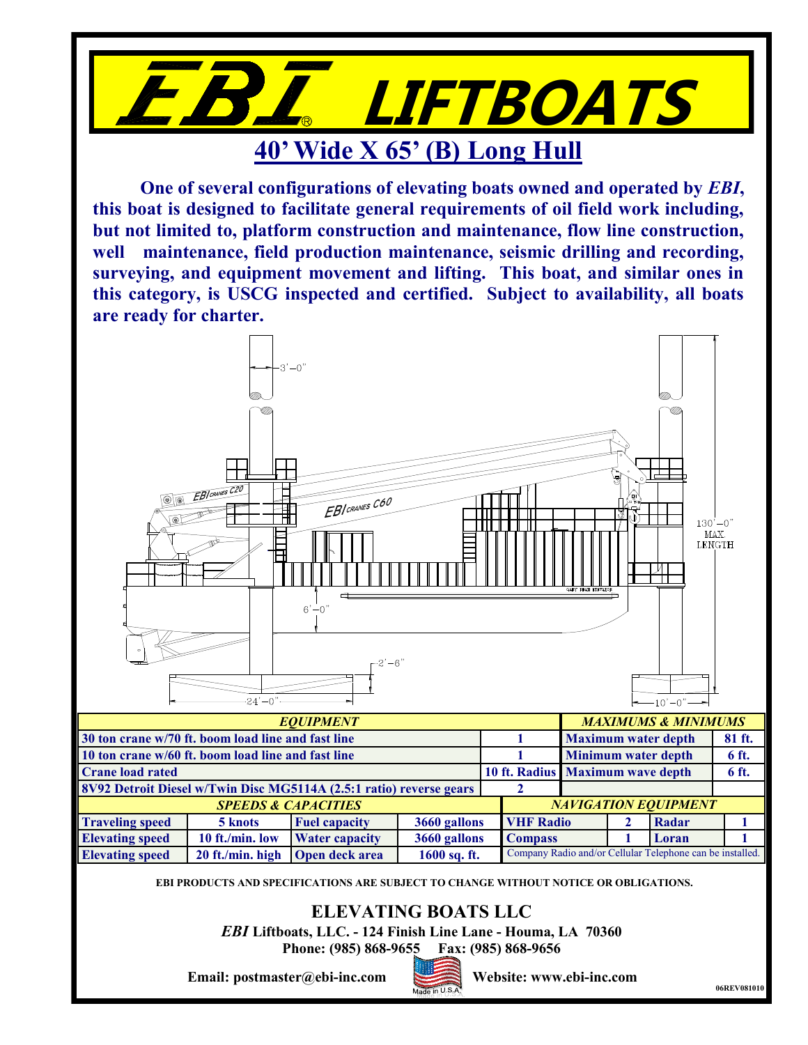# *EBI*® LIFTBOATS

## 40' Wide X 65' (B) Long Hull

**One of several configurations of elevating boats owned and operated by *EBI*, this boat is designed to facilitate general requirements of oil field work including, but not limited to, platform construction and maintenance, flow line construction, well maintenance, field production maintenance, seismic drilling and recording, surveying, and equipment movement and lifting. This boat, and similar ones in this category, is USCG inspected and certified. Subject to availability, all boats are ready for charter.**

| *EQUIPMENT* | | *MAXIMUMS & MINIMUMS* | |
|---|---|---|---|
| 30 ton crane w/70 ft. boom load line and fast line | 1 | Maximum water depth | 81 ft. |
| 10 ton crane w/60 ft. boom load line and fast line | 1 | Minimum water depth | 6 ft. |
| Crane load rated | 10 ft. Radius | Maximum wave depth | 6 ft. |
| 8V92 Detroit Diesel w/Twin Disc MG5114A (2.5:1 ratio) reverse gears | 2 | | |

| *SPEEDS & CAPACITIES* | | | | *NAVIGATION EQUIPMENT* | | | |
|---|---|---|---|---|---|---|---|
| Traveling speed | 5 knots | Fuel capacity | 3660 gallons | VHF Radio | 2 | Radar | 1 |
| Elevating speed | 10 ft./min. low | Water capacity | 3660 gallons | Compass | 1 | Loran | 1 |
| Elevating speed | 20 ft./min. high | Open deck area | 1600 sq. ft. | Company Radio and/or Cellular Telephone can be installed. | | | |

**EBI PRODUCTS AND SPECIFICATIONS ARE SUBJECT TO CHANGE WITHOUT NOTICE OR OBLIGATIONS.**

## ELEVATING BOATS LLC

***EBI* Liftboats, LLC. - 124 Finish Line Lane - Houma, LA 70360**

**Phone: (985) 868-9655 Fax: (985) 868-9656**

**Email: postmaster@ebi-inc.com** Made in U.S.A. **Website: www.ebi-inc.com**

06REV081010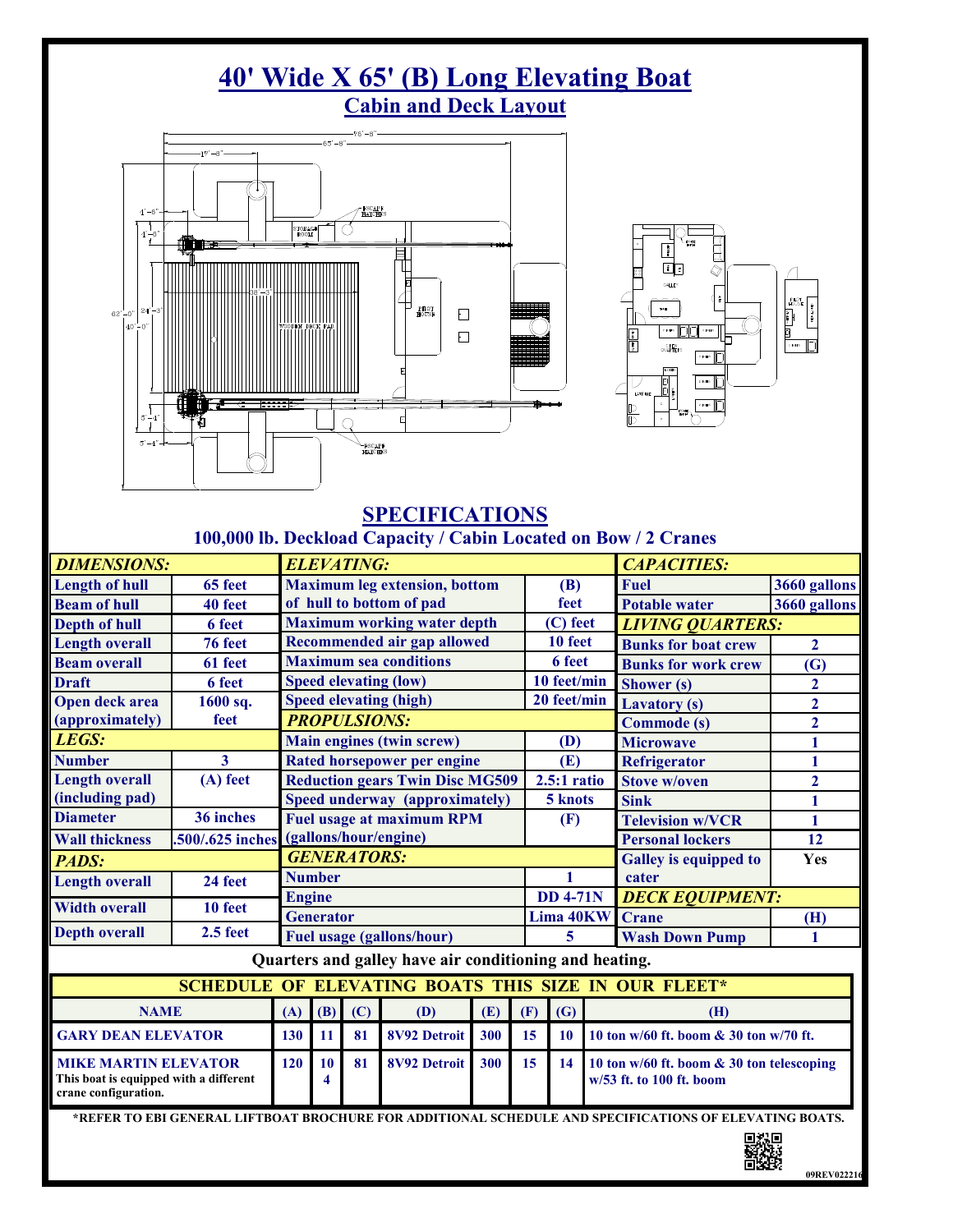# 40' Wide X 65' (B) Long Elevating Boat

## Cabin and Deck Layout

## SPECIFICATIONS

### 100,000 lb. Deckload Capacity / Cabin Located on Bow / 2 Cranes

| | | | | | |
|---|---|---|---|---|---|
| ***DIMENSIONS:*** | | ***ELEVATING:*** | | ***CAPACITIES:*** | |
| **Length of hull** | **65 feet** | **Maximum leg extension, bottom of hull to bottom of pad** | **(B) feet** | **Fuel** | **3660 gallons** |
| **Beam of hull** | **40 feet** | | | **Potable water** | **3660 gallons** |
| **Depth of hull** | **6 feet** | **Maximum working water depth** | **(C) feet** | ***LIVING QUARTERS:*** | |
| **Length overall** | **76 feet** | **Recommended air gap allowed** | **10 feet** | **Bunks for boat crew** | **2** |
| **Beam overall** | **61 feet** | **Maximum sea conditions** | **6 feet** | **Bunks for work crew** | **(G)** |
| **Draft** | **6 feet** | **Speed elevating (low)** | **10 feet/min** | **Shower (s)** | **2** |
| **Open deck area (approximately)** | **1600 sq. feet** | **Speed elevating (high)** | **20 feet/min** | **Lavatory (s)** | **2** |
| | | ***PROPULSIONS:*** | | **Commode (s)** | **2** |
| ***LEGS:*** | | **Main engines (twin screw)** | **(D)** | **Microwave** | **1** |
| **Number** | **3** | **Rated horsepower per engine** | **(E)** | **Refrigerator** | **1** |
| **Length overall (including pad)** | **(A) feet** | **Reduction gears Twin Disc MG509** | **2.5:1 ratio** | **Stove w/oven** | **2** |
| | | **Speed underway (approximately)** | **5 knots** | **Sink** | **1** |
| **Diameter** | **36 inches** | **Fuel usage at maximum RPM (gallons/hour/engine)** | **(F)** | **Television w/VCR** | **1** |
| **Wall thickness** | **.500/.625 inches** | | | **Personal lockers** | **12** |
| ***PADS:*** | | ***GENERATORS:*** | | **Galley is equipped to cater** | **Yes** |
| **Length overall** | **24 feet** | **Number** | **1** | | |
| | | **Engine** | **DD 4-71N** | ***DECK EQUIPMENT:*** | |
| **Width overall** | **10 feet** | **Generator** | **Lima 40KW** | **Crane** | **(H)** |
| **Depth overall** | **2.5 feet** | **Fuel usage (gallons/hour)** | **5** | **Wash Down Pump** | **1** |

**Quarters and galley have air conditioning and heating.**

**SCHEDULE OF ELEVATING BOATS THIS SIZE IN OUR FLEET***

| NAME | (A) | (B) | (C) | (D) | (E) | (F) | (G) | (H) |
|---|---|---|---|---|---|---|---|---|
| **GARY DEAN ELEVATOR** | 130 | 11 | 81 | 8V92 Detroit | 300 | 15 | 10 | 10 ton w/60 ft. boom & 30 ton w/70 ft. |
| **MIKE MARTIN ELEVATOR** This boat is equipped with a different crane configuration. | 120 | 104 | 81 | 8V92 Detroit | 300 | 15 | 14 | 10 ton w/60 ft. boom & 30 ton telescoping w/53 ft. to 100 ft. boom |

***REFER TO EBI GENERAL LIFTBOAT BROCHURE FOR ADDITIONAL SCHEDULE AND SPECIFICATIONS OF ELEVATING BOATS.**

09REV022216